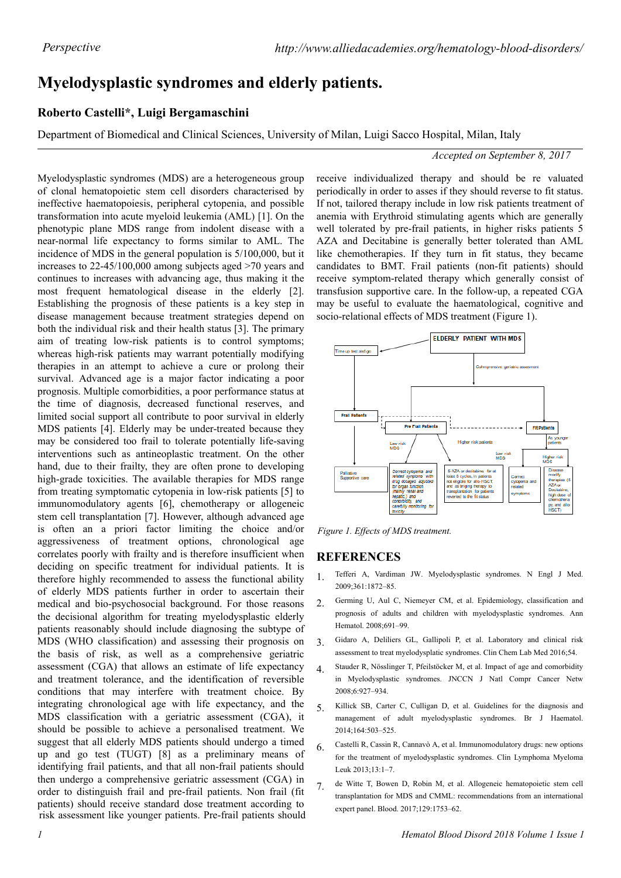Perspective

# Myelodysplastic syndromes and elderly patients.

**Roberto Castelli\*, Luigi Bergamaschini**

Department of Biomedical and Clinical Sciences, University of Milan, Luigi Sacco Hospital, Milan, Italy

*Accepted on September 8, 2017*

Myelodysplastic syndromes (MDS) are a heterogeneous group of clonal hematopoietic stem cell disorders characterised by ineffective haematopoiesis, peripheral cytopenia, and possible transformation into acute myeloid leukemia (AML) [1]. On the phenotypic plane MDS range from indolent disease with a near-normal life expectancy to forms similar to AML. The incidence of MDS in the general population is 5/100,000, but it increases to 22-45/100,000 among subjects aged >70 years and continues to increases with advancing age, thus making it the most frequent hematological disease in the elderly [2]. Establishing the prognosis of these patients is a key step in disease management because treatment strategies depend on both the individual risk and their health status [3]. The primary aim of treating low-risk patients is to control symptoms; whereas high-risk patients may warrant potentially modifying therapies in an attempt to achieve a cure or prolong their survival. Advanced age is a major factor indicating a poor prognosis. Multiple comorbidities, a poor performance status at the time of diagnosis, decreased functional reserves, and limited social support all contribute to poor survival in elderly MDS patients [4]. Elderly may be under-treated because they may be considered too frail to tolerate potentially life-saving interventions such as antineoplastic treatment. On the other hand, due to their frailty, they are often prone to developing high-grade toxicities. The available therapies for MDS range from treating symptomatic cytopenia in low-risk patients [5] to immunomodulatory agents [6], chemotherapy or allogeneic stem cell transplantation [7]. However, although advanced age is often an a priori factor limiting the choice and/or aggressiveness of treatment options, chronological age correlates poorly with frailty and is therefore insufficient when deciding on specific treatment for individual patients. It is therefore highly recommended to assess the functional ability of elderly MDS patients further in order to ascertain their medical and bio-psychosocial background. For those reasons the decisional algorithm for treating myelodysplastic elderly patients reasonably should include diagnosing the subtype of MDS (WHO classification) and assessing their prognosis on the basis of risk, as well as a comprehensive geriatric assessment (CGA) that allows an estimate of life expectancy and treatment tolerance, and the identification of reversible conditions that may interfere with treatment choice. By integrating chronological age with life expectancy, and the MDS classification with a geriatric assessment (CGA), it should be possible to achieve a personalised treatment. We suggest that all elderly MDS patients should undergo a timed up and go test (TUGT) [8] as a preliminary means of identifying frail patients, and that all non-frail patients should then undergo a comprehensive geriatric assessment (CGA) in order to distinguish frail and pre-frail patients. Non frail (fit patients) should receive standard dose treatment according to risk assessment like younger patients. Pre-frail patients should receive individualized therapy and should be re valuated periodically in order to asses if they should reverse to fit status. If not, tailored therapy include in low risk patients treatment of anemia with Erythroid stimulating agents which are generally well tolerated by pre-frail patients, in higher risks patients 5 AZA and Decitabine is generally better tolerated than AML like chemotherapies. If they turn in fit status, they became candidates to BMT. Frail patients (non-fit patients) should receive symptom-related therapy which generally consist of transfusion supportive care. In the follow-up, a repeated CGA may be useful to evaluate the haematological, cognitive and socio-relational effects of MDS treatment (Figure 1).

*Figure 1. Effects of MDS treatment.*

## REFERENCES

1. Tefferi A, Vardiman JW. Myelodysplastic syndromes. N Engl J Med. 2009;361:1872–85.
2. Germing U, Aul C, Niemeyer CM, et al. Epidemiology, classification and prognosis of adults and children with myelodysplastic syndromes. Ann Hematol. 2008;691–99.
3. Gidaro A, Deliliers GL, Gallipoli P, et al. Laboratory and clinical risk assessment to treat myelodysplatic syndromes. Clin Chem Lab Med 2016;54.
4. Stauder R, Nösslinger T, Pfeilstöcker M, et al. Impact of age and comorbidity in Myelodysplastic syndromes. JNCCN J Natl Compr Cancer Netw 2008;6:927–934.
5. Killick SB, Carter C, Culligan D, et al. Guidelines for the diagnosis and management of adult myelodysplastic syndromes. Br J Haematol. 2014;164:503–525.
6. Castelli R, Cassin R, Cannavò A, et al. Immunomodulatory drugs: new options for the treatment of myelodysplastic syndromes. Clin Lymphoma Myeloma Leuk 2013;13:1–7.
7. de Witte T, Bowen D, Robin M, et al. Allogeneic hematopoietic stem cell transplantation for MDS and CMML: recommendations from an international expert panel. Blood. 2017;129:1753–62.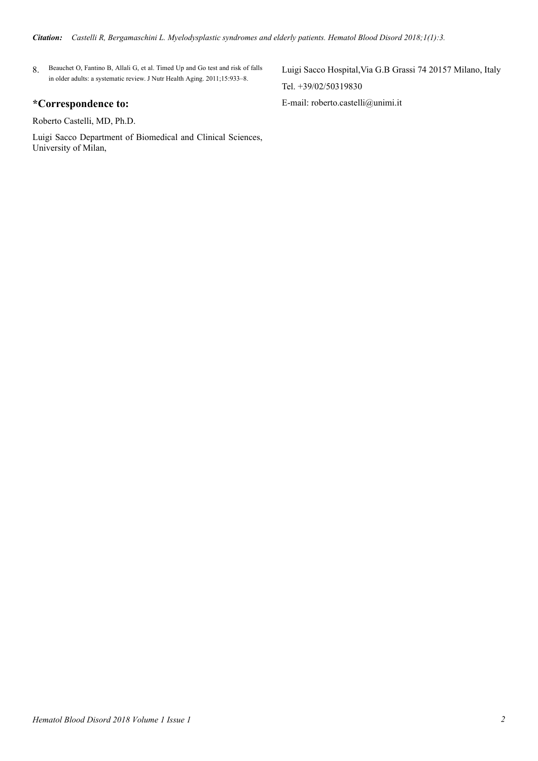8. Beauchet O, Fantino B, Allali G, et al. Timed Up and Go test and risk of falls in older adults: a systematic review. J Nutr Health Aging. 2011;15:933–8.

## *Correspondence to:

Roberto Castelli, MD, Ph.D.

Luigi Sacco Department of Biomedical and Clinical Sciences, University of Milan,

Luigi Sacco Hospital,Via G.B Grassi 74 20157 Milano, Italy

Tel. +39/02/50319830

E-mail: roberto.castelli@unimi.it